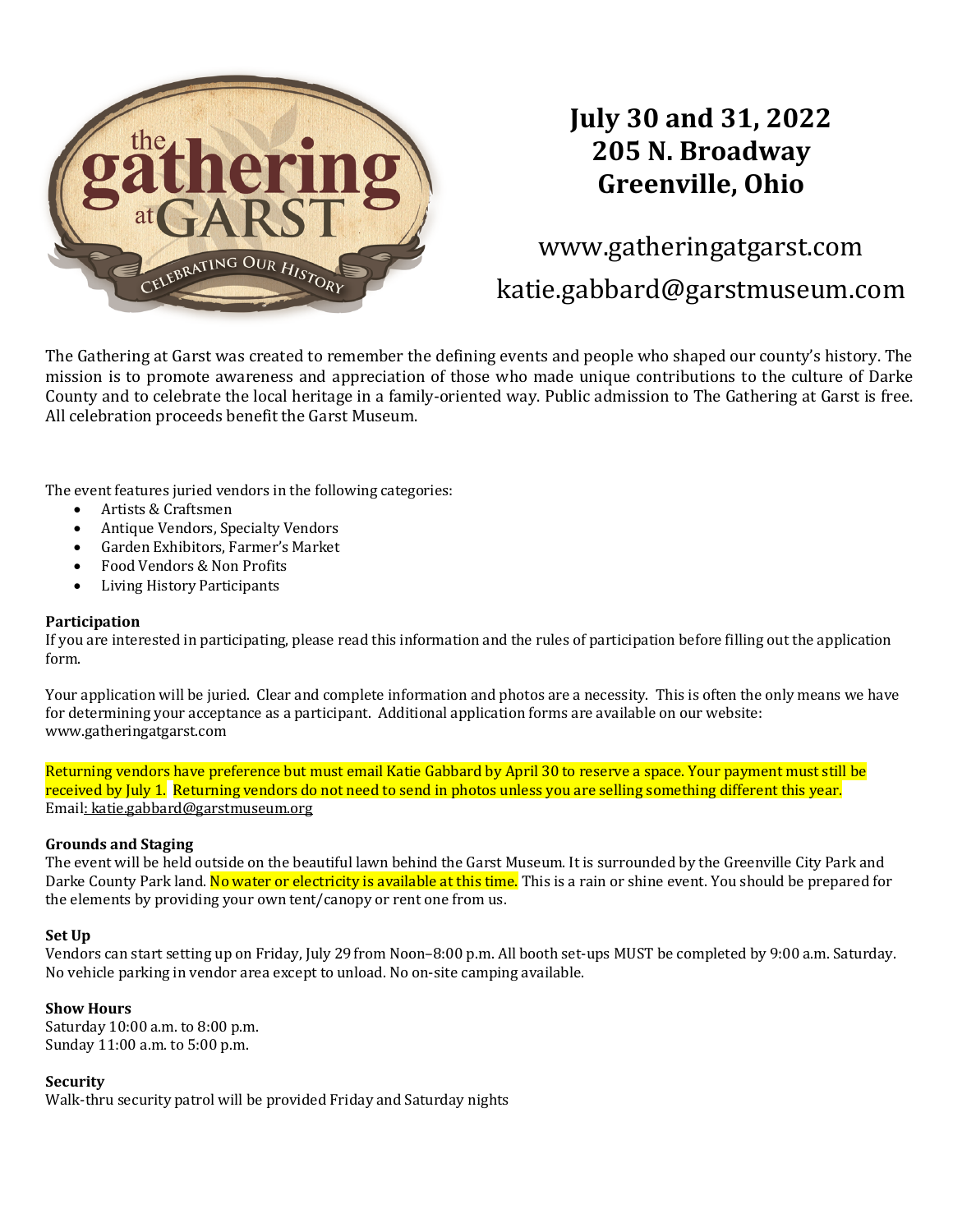the gathering at GARST

CELEBRATING OUR HISTORY

# July 30 and 31, 2022
# 205 N. Broadway
# Greenville, Ohio

www.gatheringatgarst.com

katie.gabbard@garstmuseum.com

The Gathering at Garst was created to remember the defining events and people who shaped our county's history. The mission is to promote awareness and appreciation of those who made unique contributions to the culture of Darke County and to celebrate the local heritage in a family-oriented way. Public admission to The Gathering at Garst is free. All celebration proceeds benefit the Garst Museum.

The event features juried vendors in the following categories:

- Artists & Craftsmen
- Antique Vendors, Specialty Vendors
- Garden Exhibitors, Farmer's Market
- Food Vendors & Non Profits
- Living History Participants

**Participation**

If you are interested in participating, please read this information and the rules of participation before filling out the application form.

Your application will be juried. Clear and complete information and photos are a necessity. This is often the only means we have for determining your acceptance as a participant. Additional application forms are available on our website: www.gatheringatgarst.com

Returning vendors have preference but must email Katie Gabbard by April 30 to reserve a space. Your payment must still be received by July 1. Returning vendors do not need to send in photos unless you are selling something different this year.
Email: katie.gabbard@garstmuseum.org

**Grounds and Staging**

The event will be held outside on the beautiful lawn behind the Garst Museum. It is surrounded by the Greenville City Park and Darke County Park land. No water or electricity is available at this time. This is a rain or shine event. You should be prepared for the elements by providing your own tent/canopy or rent one from us.

**Set Up**

Vendors can start setting up on Friday, July 29 from Noon–8:00 p.m. All booth set-ups MUST be completed by 9:00 a.m. Saturday. No vehicle parking in vendor area except to unload. No on-site camping available.

**Show Hours**

Saturday 10:00 a.m. to 8:00 p.m.
Sunday 11:00 a.m. to 5:00 p.m.

**Security**

Walk-thru security patrol will be provided Friday and Saturday nights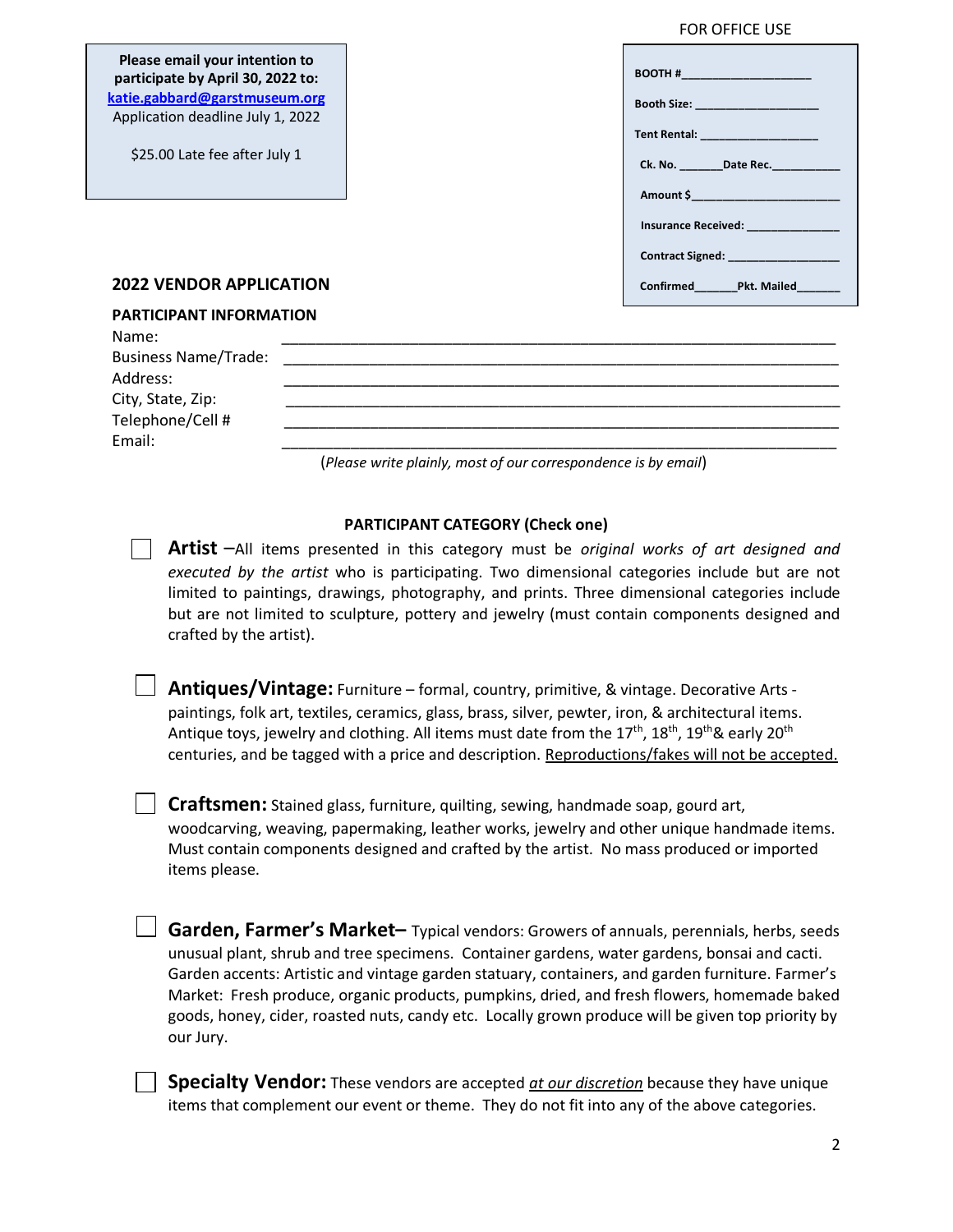FOR OFFICE USE

BOOTH #\_\_\_\_\_\_\_\_\_\_\_\_\_\_\_\_\_\_\_\_

Booth Size: \_\_\_\_\_\_\_\_\_\_\_\_\_\_\_\_\_\_\_

Tent Rental: \_\_\_\_\_\_\_\_\_\_\_\_\_\_\_\_\_\_

Ck. No. \_\_\_\_\_\_\_Date Rec.\_\_\_\_\_\_\_\_\_\_\_

Amount $\_\_\_\_\_\_\_\_\_\_\_\_\_\_\_\_\_\_\_\_\_\_\_\_

Insurance Received: \_\_\_\_\_\_\_\_\_\_\_\_\_\_

Contract Signed: \_\_\_\_\_\_\_\_\_\_\_\_\_\_\_\_\_

Confirmed\_\_\_\_\_\_\_Pkt. Mailed\_\_\_\_\_\_\_

**Please email your intention to participate by April 30, 2022 to:**
**katie.gabbard@garstmuseum.org**
Application deadline July 1, 2022

$25.00 Late fee after July 1

## 2022 VENDOR APPLICATION

### PARTICIPANT INFORMATION

Name: \_\_\_\_\_\_\_\_\_\_\_\_\_\_\_\_\_\_\_\_\_\_\_\_\_\_\_\_\_\_\_\_\_\_\_\_\_\_\_\_\_\_\_\_\_\_\_\_\_\_\_\_\_\_\_\_\_\_\_\_\_\_\_\_

Business Name/Trade: \_\_\_\_\_\_\_\_\_\_\_\_\_\_\_\_\_\_\_\_\_\_\_\_\_\_\_\_\_\_\_\_\_\_\_\_\_\_\_\_\_\_\_\_\_\_\_\_\_\_\_\_\_\_\_\_\_\_\_\_\_\_\_\_

Address: \_\_\_\_\_\_\_\_\_\_\_\_\_\_\_\_\_\_\_\_\_\_\_\_\_\_\_\_\_\_\_\_\_\_\_\_\_\_\_\_\_\_\_\_\_\_\_\_\_\_\_\_\_\_\_\_\_\_\_\_\_\_\_\_

City, State, Zip: \_\_\_\_\_\_\_\_\_\_\_\_\_\_\_\_\_\_\_\_\_\_\_\_\_\_\_\_\_\_\_\_\_\_\_\_\_\_\_\_\_\_\_\_\_\_\_\_\_\_\_\_\_\_\_\_\_\_\_\_\_\_\_\_

Telephone/Cell # \_\_\_\_\_\_\_\_\_\_\_\_\_\_\_\_\_\_\_\_\_\_\_\_\_\_\_\_\_\_\_\_\_\_\_\_\_\_\_\_\_\_\_\_\_\_\_\_\_\_\_\_\_\_\_\_\_\_\_\_\_\_\_\_

Email: \_\_\_\_\_\_\_\_\_\_\_\_\_\_\_\_\_\_\_\_\_\_\_\_\_\_\_\_\_\_\_\_\_\_\_\_\_\_\_\_\_\_\_\_\_\_\_\_\_\_\_\_\_\_\_\_\_\_\_\_\_\_\_\_

(*Please write plainly, most of our correspondence is by email*)

### PARTICIPANT CATEGORY (Check one)

☐ **Artist** –All items presented in this category must be *original works of art designed and executed by the artist* who is participating. Two dimensional categories include but are not limited to paintings, drawings, photography, and prints. Three dimensional categories include but are not limited to sculpture, pottery and jewelry (must contain components designed and crafted by the artist).

☐ **Antiques/Vintage:** Furniture – formal, country, primitive, & vintage. Decorative Arts - paintings, folk art, textiles, ceramics, glass, brass, silver, pewter, iron, & architectural items. Antique toys, jewelry and clothing. All items must date from the 17th, 18th, 19th& early 20th centuries, and be tagged with a price and description. <u>Reproductions/fakes will not be accepted.</u>

☐ **Craftsmen:** Stained glass, furniture, quilting, sewing, handmade soap, gourd art, woodcarving, weaving, papermaking, leather works, jewelry and other unique handmade items. Must contain components designed and crafted by the artist. No mass produced or imported items please.

☐ **Garden, Farmer's Market–** Typical vendors: Growers of annuals, perennials, herbs, seeds unusual plant, shrub and tree specimens. Container gardens, water gardens, bonsai and cacti. Garden accents: Artistic and vintage garden statuary, containers, and garden furniture. Farmer's Market: Fresh produce, organic products, pumpkins, dried, and fresh flowers, homemade baked goods, honey, cider, roasted nuts, candy etc. Locally grown produce will be given top priority by our Jury.

☐ **Specialty Vendor:** These vendors are accepted *<u>at our discretion</u>* because they have unique items that complement our event or theme. They do not fit into any of the above categories.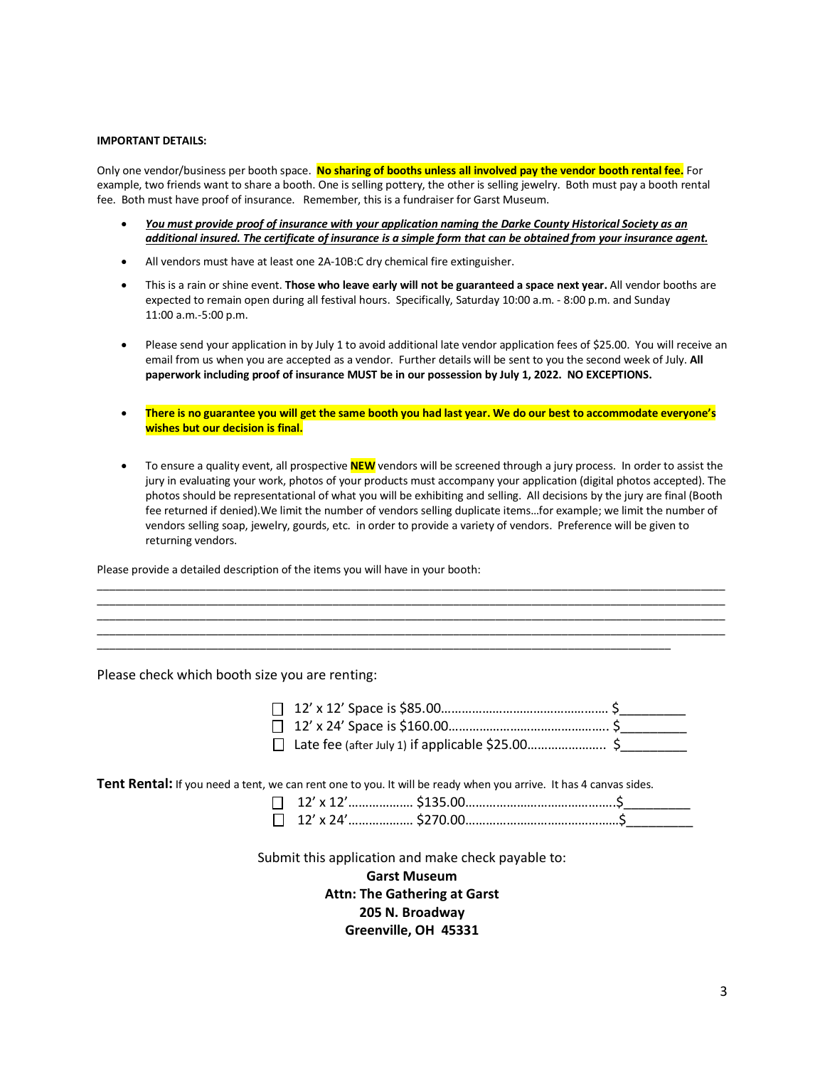**IMPORTANT DETAILS:**

Only one vendor/business per booth space. **No sharing of booths unless all involved pay the vendor booth rental fee.** For example, two friends want to share a booth. One is selling pottery, the other is selling jewelry. Both must pay a booth rental fee. Both must have proof of insurance. Remember, this is a fundraiser for Garst Museum.

- ***You must provide proof of insurance with your application naming the Darke County Historical Society as an additional insured. The certificate of insurance is a simple form that can be obtained from your insurance agent.***
- All vendors must have at least one 2A-10B:C dry chemical fire extinguisher.
- This is a rain or shine event. **Those who leave early will not be guaranteed a space next year.** All vendor booths are expected to remain open during all festival hours. Specifically, Saturday 10:00 a.m. - 8:00 p.m. and Sunday 11:00 a.m.-5:00 p.m.
- Please send your application in by July 1 to avoid additional late vendor application fees of $25.00. You will receive an email from us when you are accepted as a vendor. Further details will be sent to you the second week of July. **All paperwork including proof of insurance MUST be in our possession by July 1, 2022. NO EXCEPTIONS.**
- **There is no guarantee you will get the same booth you had last year. We do our best to accommodate everyone's wishes but our decision is final.**
- To ensure a quality event, all prospective **NEW** vendors will be screened through a jury process. In order to assist the jury in evaluating your work, photos of your products must accompany your application (digital photos accepted). The photos should be representational of what you will be exhibiting and selling. All decisions by the jury are final (Booth fee returned if denied).We limit the number of vendors selling duplicate items…for example; we limit the number of vendors selling soap, jewelry, gourds, etc. in order to provide a variety of vendors. Preference will be given to returning vendors.

Please provide a detailed description of the items you will have in your booth:

______________________________________________________________________________________________
______________________________________________________________________________________________
______________________________________________________________________________________________
______________________________________________________________________________________________
____________________________________________________________________________________

Please check which booth size you are renting:

☐ 12' x 12' Space is $85.00………………………………………… $_________
☐ 12' x 24' Space is $160.00……………………………………….. $_________
☐ Late fee (after July 1) if applicable $25.00………………….. $_________

**Tent Rental:** If you need a tent, we can rent one to you. It will be ready when you arrive. It has 4 canvas sides.

☐ 12' x 12'……………… $135.00…………………………………….$_________
☐ 12' x 24'……………… $270.00…………………………………….$_________

Submit this application and make check payable to:

**Garst Museum**
**Attn: The Gathering at Garst**
**205 N. Broadway**
**Greenville, OH 45331**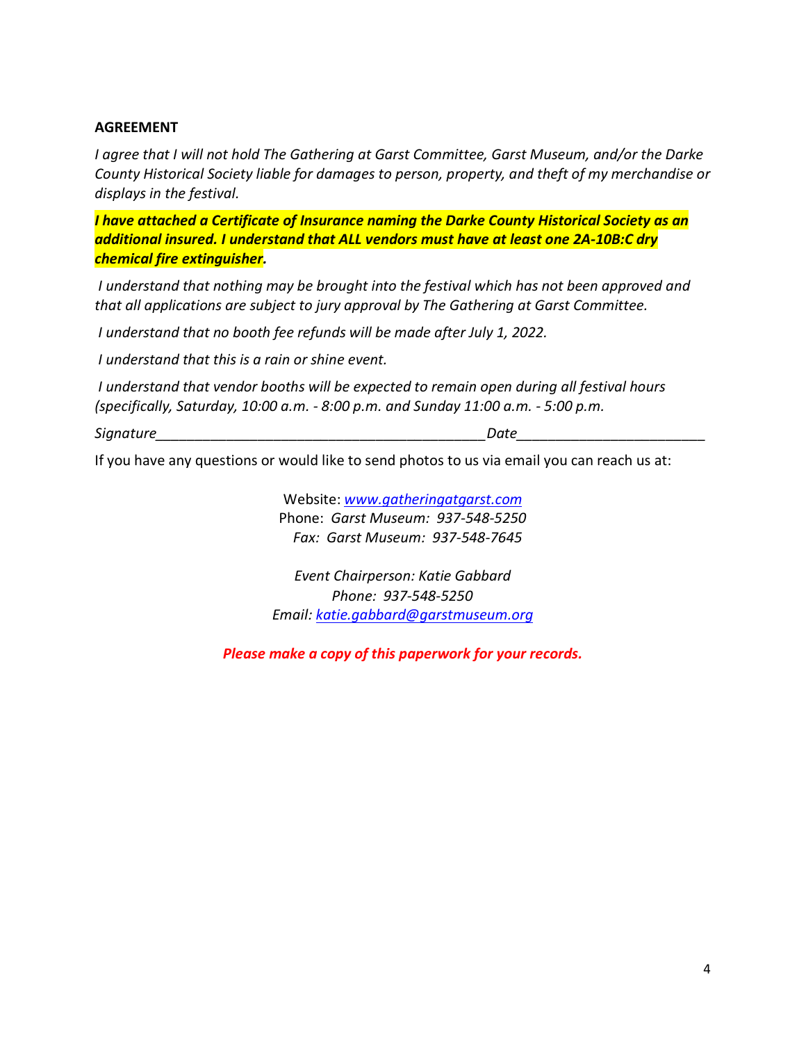**AGREEMENT**

*I agree that I will not hold The Gathering at Garst Committee, Garst Museum, and/or the Darke County Historical Society liable for damages to person, property, and theft of my merchandise or displays in the festival.*

***I have attached a Certificate of Insurance naming the Darke County Historical Society as an additional insured. I understand that ALL vendors must have at least one 2A-10B:C dry chemical fire extinguisher.***

*I understand that nothing may be brought into the festival which has not been approved and that all applications are subject to jury approval by The Gathering at Garst Committee.*

*I understand that no booth fee refunds will be made after July 1, 2022.*

*I understand that this is a rain or shine event.*

*I understand that vendor booths will be expected to remain open during all festival hours (specifically, Saturday, 10:00 a.m. - 8:00 p.m. and Sunday 11:00 a.m. - 5:00 p.m.*

*Signature*\_\_\_\_\_\_\_\_\_\_\_\_\_\_\_\_\_\_\_\_\_\_\_\_\_\_\_\_\_\_\_\_\_\_\_\_\_\_\_\_\_\_*Date*\_\_\_\_\_\_\_\_\_\_\_\_\_\_\_\_\_\_\_\_\_\_\_\_

If you have any questions or would like to send photos to us via email you can reach us at:

Website: [www.gatheringatgarst.com](http://www.gatheringatgarst.com)
Phone: *Garst Museum: 937-548-5250*
*Fax: Garst Museum: 937-548-7645*

*Event Chairperson: Katie Gabbard*
*Phone: 937-548-5250*
*Email: [katie.gabbard@garstmuseum.org](mailto:katie.gabbard@garstmuseum.org)*

***Please make a copy of this paperwork for your records.***